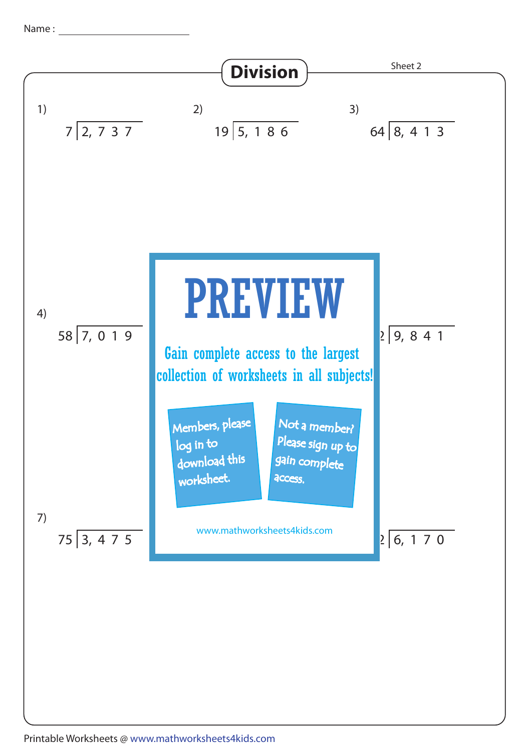Name : ____________________

# Division

Sheet 2

1) $7 \overline{)\, 2,737}$

2) $19 \overline{)\, 5,186}$

3) $64 \overline{)\, 8,413}$

4) $58 \overline{)\, 7,019}$

$\overline{)\, 9,841}$

7) $75 \overline{)\, 3,475}$

$\overline{)\, 6,170}$

PREVIEW

Gain complete access to the largest collection of worksheets in all subjects!

Members, please log in to download this worksheet.

Not a member? Please sign up to gain complete access.

www.mathworksheets4kids.com

Printable Worksheets @ www.mathworksheets4kids.com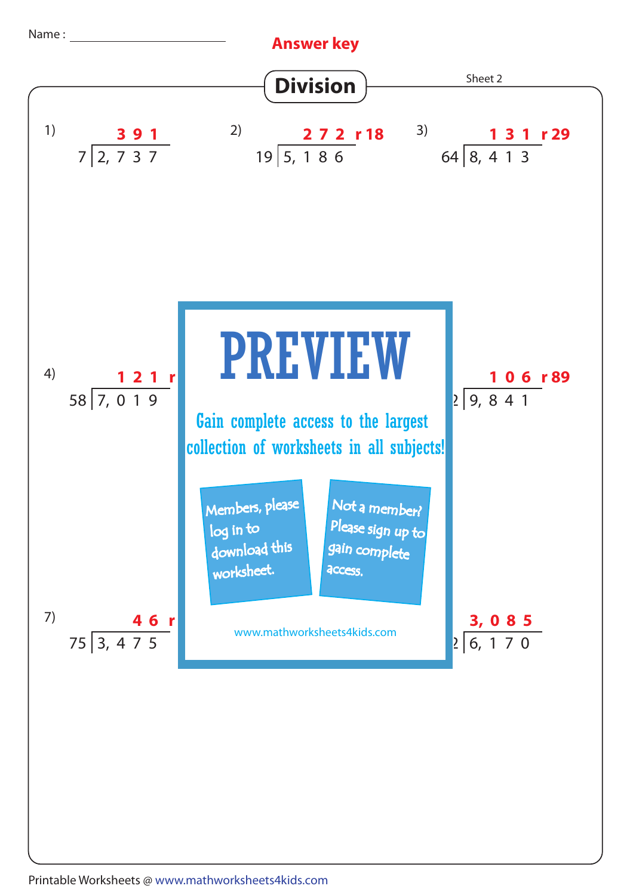Name :

**Answer key**

# Division

Sheet 2

1) $7 \overline{)2,737}$ = **391**

2) $19 \overline{)5,186}$ = **272 r18**

3) $64 \overline{)8,413}$ = **131 r29**

4) $58 \overline{)7,019}$ = **121 r**

**106 r89**

$\overline{)9,841}$

PREVIEW

Gain complete access to the largest collection of worksheets in all subjects!

Members, please log in to download this worksheet.

Not a member? Please sign up to gain complete access.

www.mathworksheets4kids.com

7) $75 \overline{)3,475}$ = **46 r**

**3,085**

$\overline{)6,170}$

Printable Worksheets @ www.mathworksheets4kids.com